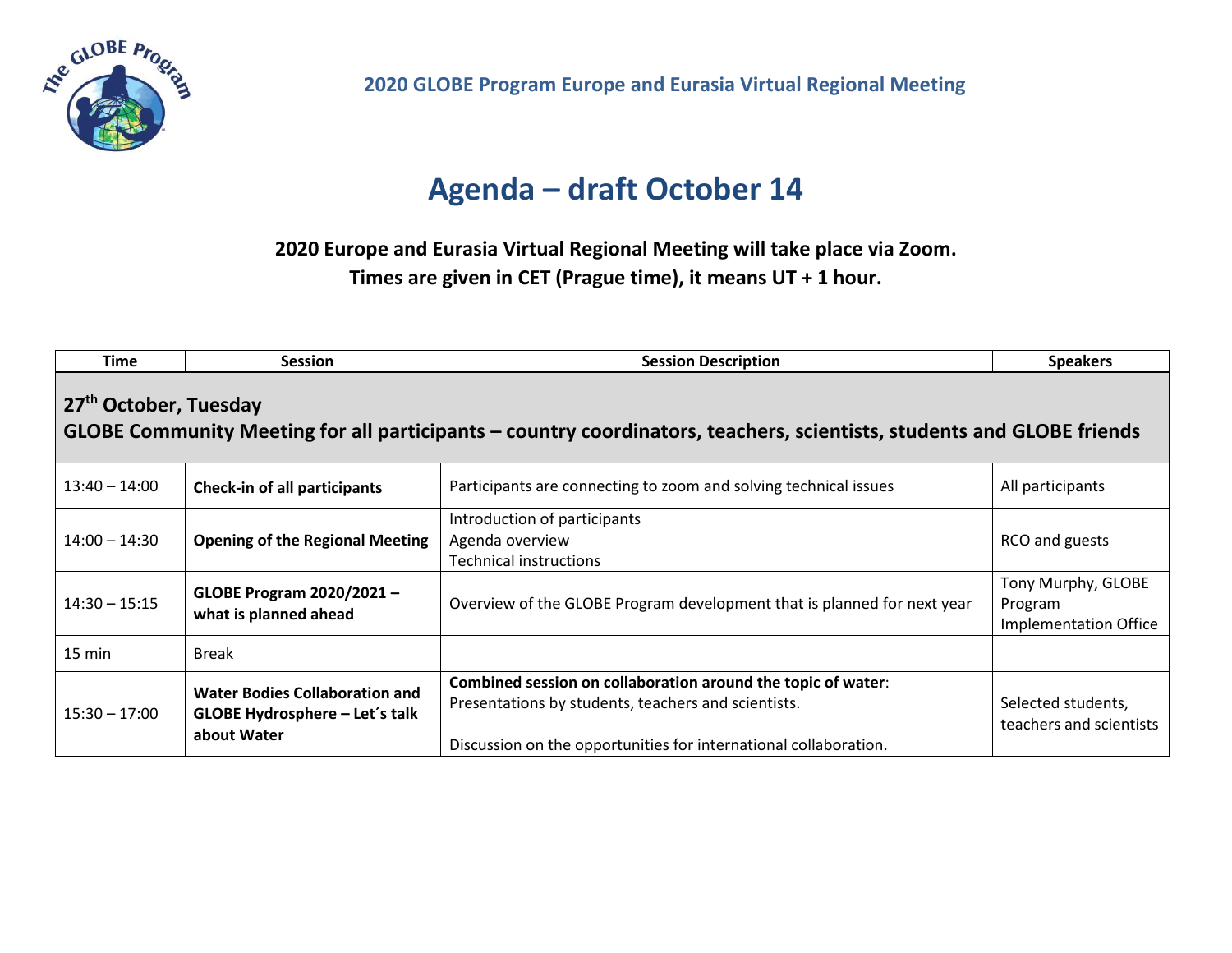2020 GLOBE Program Europe and Eurasia Virtual Regional Meeting

# Agenda – draft October 14

**2020 Europe and Eurasia Virtual Regional Meeting will take place via Zoom.**
**Times are given in CET (Prague time), it means UT + 1 hour.**

| Time | Session | Session Description | Speakers |
|---|---|---|---|
| **27th October, Tuesday**<br>**GLOBE Community Meeting for all participants – country coordinators, teachers, scientists, students and GLOBE friends** | | | |
| 13:40 – 14:00 | **Check-in of all participants** | Participants are connecting to zoom and solving technical issues | All participants |
| 14:00 – 14:30 | **Opening of the Regional Meeting** | Introduction of participants<br>Agenda overview<br>Technical instructions | RCO and guests |
| 14:30 – 15:15 | **GLOBE Program 2020/2021 – what is planned ahead** | Overview of the GLOBE Program development that is planned for next year | Tony Murphy, GLOBE Program Implementation Office |
| 15 min | Break | | |
| 15:30 – 17:00 | **Water Bodies Collaboration and GLOBE Hydrosphere – Let´s talk about Water** | **Combined session on collaboration around the topic of water**:<br>Presentations by students, teachers and scientists.<br><br>Discussion on the opportunities for international collaboration. | Selected students, teachers and scientists |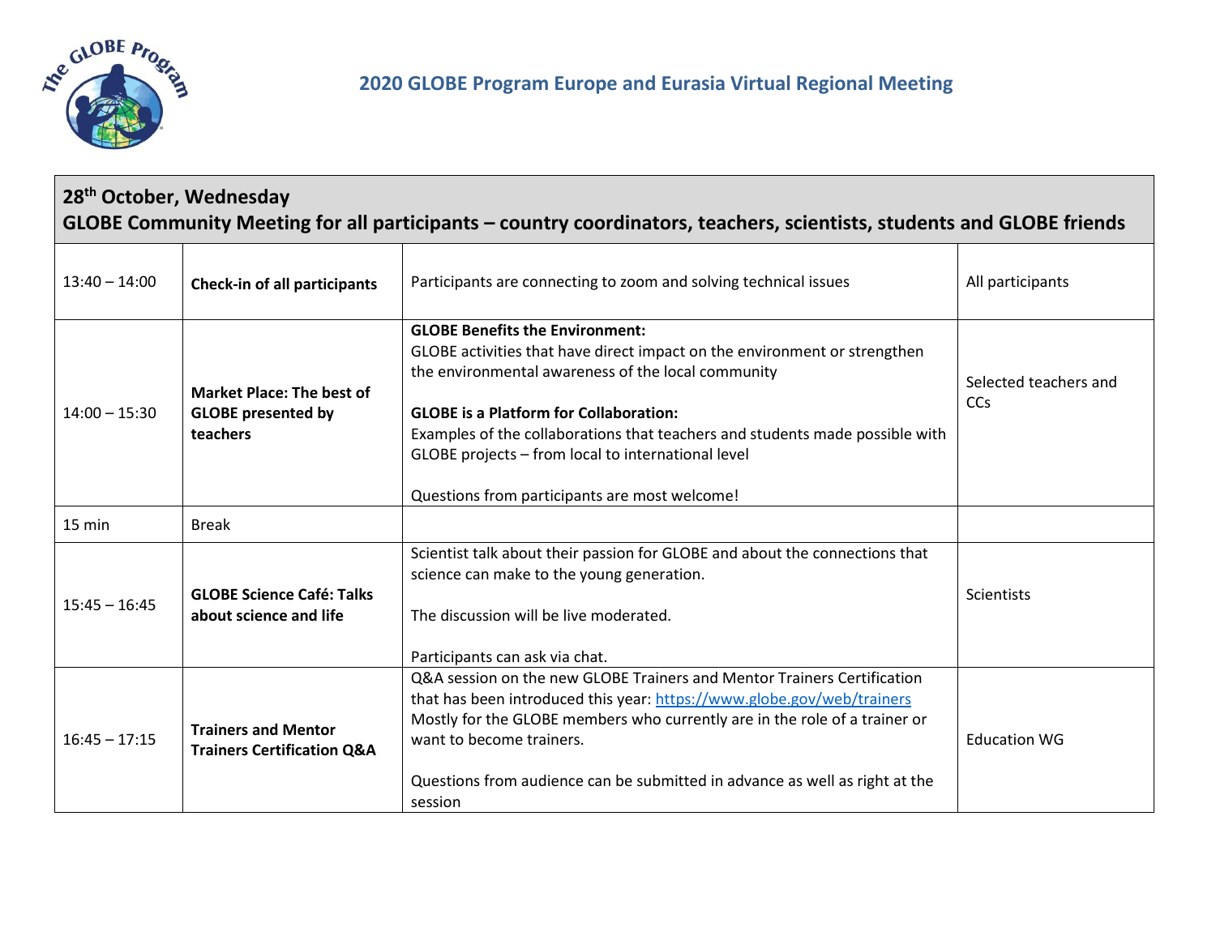## 2020 GLOBE Program Europe and Eurasia Virtual Regional Meeting

| **28th October, Wednesday** **GLOBE Community Meeting for all participants – country coordinators, teachers, scientists, students and GLOBE friends** | | | |
|---|---|---|---|
| 13:40 – 14:00 | **Check-in of all participants** | Participants are connecting to zoom and solving technical issues | All participants |
| 14:00 – 15:30 | **Market Place: The best of GLOBE presented by teachers** | **GLOBE Benefits the Environment:** GLOBE activities that have direct impact on the environment or strengthen the environmental awareness of the local community<br><br>**GLOBE is a Platform for Collaboration:** Examples of the collaborations that teachers and students made possible with GLOBE projects – from local to international level<br><br>Questions from participants are most welcome! | Selected teachers and CCs |
| 15 min | Break | | |
| 15:45 – 16:45 | **GLOBE Science Café: Talks about science and life** | Scientist talk about their passion for GLOBE and about the connections that science can make to the young generation.<br><br>The discussion will be live moderated.<br><br>Participants can ask via chat. | Scientists |
| 16:45 – 17:15 | **Trainers and Mentor Trainers Certification Q&A** | Q&A session on the new GLOBE Trainers and Mentor Trainers Certification that has been introduced this year: https://www.globe.gov/web/trainers Mostly for the GLOBE members who currently are in the role of a trainer or want to become trainers.<br><br>Questions from audience can be submitted in advance as well as right at the session | Education WG |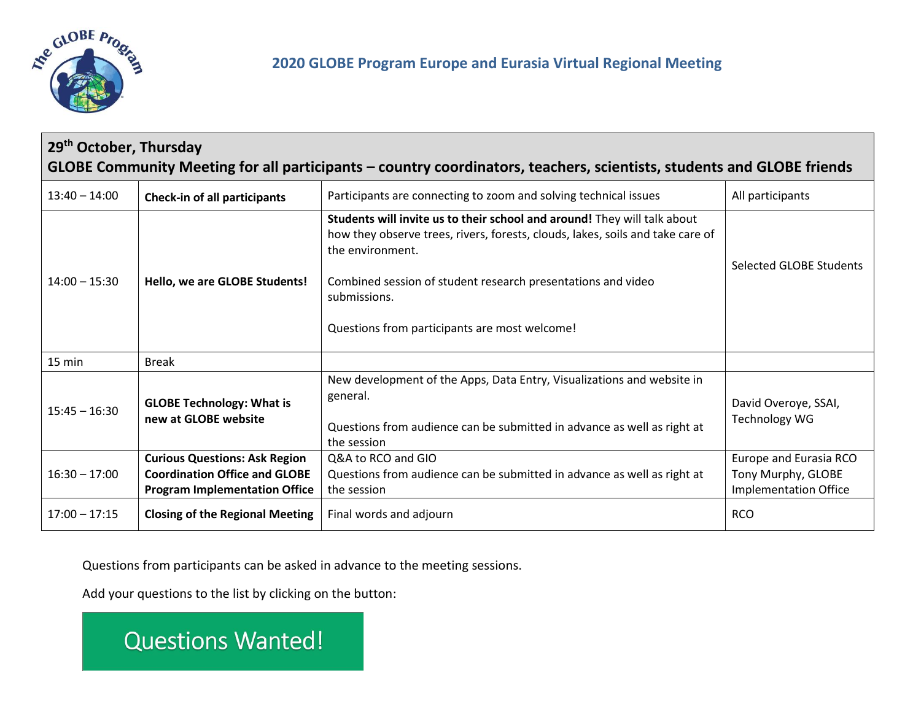**2020 GLOBE Program Europe and Eurasia Virtual Regional Meeting**

| **29th October, Thursday**<br>**GLOBE Community Meeting for all participants – country coordinators, teachers, scientists, students and GLOBE friends** | | | |
|---|---|---|---|
| 13:40 – 14:00 | **Check-in of all participants** | Participants are connecting to zoom and solving technical issues | All participants |
| 14:00 – 15:30 | **Hello, we are GLOBE Students!** | **Students will invite us to their school and around!** They will talk about how they observe trees, rivers, forests, clouds, lakes, soils and take care of the environment.<br><br>Combined session of student research presentations and video submissions.<br><br>Questions from participants are most welcome! | Selected GLOBE Students |
| 15 min | Break | | |
| 15:45 – 16:30 | **GLOBE Technology: What is new at GLOBE website** | New development of the Apps, Data Entry, Visualizations and website in general.<br><br>Questions from audience can be submitted in advance as well as right at the session | David Overoye, SSAI, Technology WG |
| 16:30 – 17:00 | **Curious Questions: Ask Region Coordination Office and GLOBE Program Implementation Office** | Q&A to RCO and GIO<br>Questions from audience can be submitted in advance as well as right at the session | Europe and Eurasia RCO<br>Tony Murphy, GLOBE Implementation Office |
| 17:00 – 17:15 | **Closing of the Regional Meeting** | Final words and adjourn | RCO |

Questions from participants can be asked in advance to the meeting sessions.

Add your questions to the list by clicking on the button:

Questions Wanted!